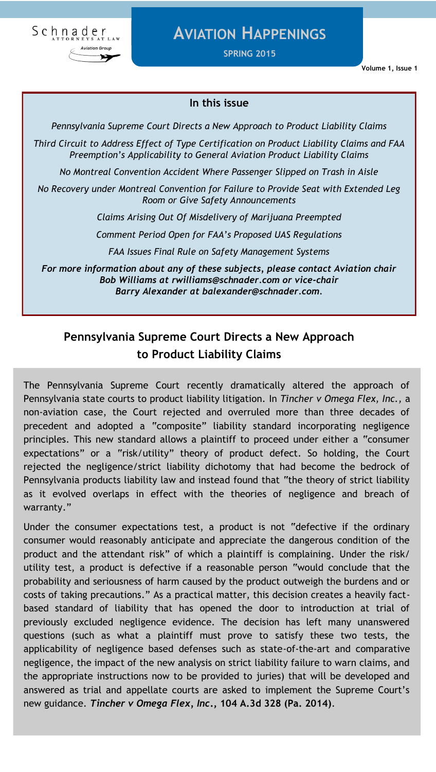Schnader ATTORNEYS AT LAW Aviation Group

# AVIATION HAPPENINGS

SPRING 2015

Volume 1, Issue 1

## In this issue

*Pennsylvania Supreme Court Directs a New Approach to Product Liability Claims*

*Third Circuit to Address Effect of Type Certification on Product Liability Claims and FAA Preemption's Applicability to General Aviation Product Liability Claims*

*No Montreal Convention Accident Where Passenger Slipped on Trash in Aisle*

*No Recovery under Montreal Convention for Failure to Provide Seat with Extended Leg Room or Give Safety Announcements*

*Claims Arising Out Of Misdelivery of Marijuana Preempted*

*Comment Period Open for FAA's Proposed UAS Regulations*

*FAA Issues Final Rule on Safety Management Systems*

***For more information about any of these subjects, please contact Aviation chair Bob Williams at rwilliams@schnader.com or vice-chair Barry Alexander at balexander@schnader.com.***

## Pennsylvania Supreme Court Directs a New Approach to Product Liability Claims

The Pennsylvania Supreme Court recently dramatically altered the approach of Pennsylvania state courts to product liability litigation. In *Tincher v Omega Flex, Inc.,* a non-aviation case, the Court rejected and overruled more than three decades of precedent and adopted a "composite" liability standard incorporating negligence principles. This new standard allows a plaintiff to proceed under either a "consumer expectations" or a "risk/utility" theory of product defect. So holding, the Court rejected the negligence/strict liability dichotomy that had become the bedrock of Pennsylvania products liability law and instead found that "the theory of strict liability as it evolved overlaps in effect with the theories of negligence and breach of warranty."

Under the consumer expectations test, a product is not "defective if the ordinary consumer would reasonably anticipate and appreciate the dangerous condition of the product and the attendant risk" of which a plaintiff is complaining. Under the risk/utility test, a product is defective if a reasonable person "would conclude that the probability and seriousness of harm caused by the product outweigh the burdens and or costs of taking precautions." As a practical matter, this decision creates a heavily fact-based standard of liability that has opened the door to introduction at trial of previously excluded negligence evidence. The decision has left many unanswered questions (such as what a plaintiff must prove to satisfy these two tests, the applicability of negligence based defenses such as state-of-the-art and comparative negligence, the impact of the new analysis on strict liability failure to warn claims, and the appropriate instructions now to be provided to juries) that will be developed and answered as trial and appellate courts are asked to implement the Supreme Court's new guidance. ***Tincher v Omega Flex, Inc.,* 104 A.3d 328 (Pa. 2014)**.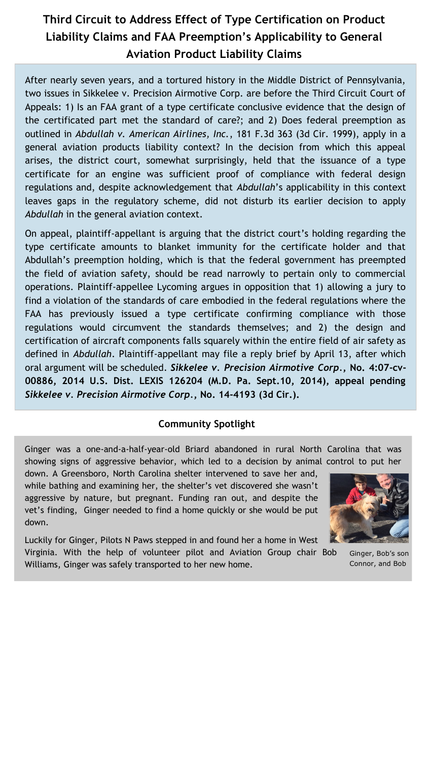## Third Circuit to Address Effect of Type Certification on Product Liability Claims and FAA Preemption's Applicability to General Aviation Product Liability Claims

After nearly seven years, and a tortured history in the Middle District of Pennsylvania, two issues in Sikkelee v. Precision Airmotive Corp. are before the Third Circuit Court of Appeals: 1) Is an FAA grant of a type certificate conclusive evidence that the design of the certificated part met the standard of care?; and 2) Does federal preemption as outlined in *Abdullah v. American Airlines, Inc.*, 181 F.3d 363 (3d Cir. 1999), apply in a general aviation products liability context? In the decision from which this appeal arises, the district court, somewhat surprisingly, held that the issuance of a type certificate for an engine was sufficient proof of compliance with federal design regulations and, despite acknowledgement that *Abdullah*'s applicability in this context leaves gaps in the regulatory scheme, did not disturb its earlier decision to apply *Abdullah* in the general aviation context.

On appeal, plaintiff-appellant is arguing that the district court's holding regarding the type certificate amounts to blanket immunity for the certificate holder and that Abdullah's preemption holding, which is that the federal government has preempted the field of aviation safety, should be read narrowly to pertain only to commercial operations. Plaintiff-appellee Lycoming argues in opposition that 1) allowing a jury to find a violation of the standards of care embodied in the federal regulations where the FAA has previously issued a type certificate confirming compliance with those regulations would circumvent the standards themselves; and 2) the design and certification of aircraft components falls squarely within the entire field of air safety as defined in *Abdullah*. Plaintiff-appellant may file a reply brief by April 13, after which oral argument will be scheduled. ***Sikkelee v. Precision Airmotive Corp.*, No. 4:07-cv-00886, 2014 U.S. Dist. LEXIS 126204 (M.D. Pa. Sept.10, 2014), appeal pending *Sikkelee v. Precision Airmotive Corp.*, No. 14-4193 (3d Cir.).**

### Community Spotlight

Ginger was a one-and-a-half-year-old Briard abandoned in rural North Carolina that was showing signs of aggressive behavior, which led to a decision by animal control to put her down. A Greensboro, North Carolina shelter intervened to save her and, while bathing and examining her, the shelter's vet discovered she wasn't aggressive by nature, but pregnant. Funding ran out, and despite the vet's finding, Ginger needed to find a home quickly or she would be put down.

Luckily for Ginger, Pilots N Paws stepped in and found her a home in West Virginia. With the help of volunteer pilot and Aviation Group chair Bob Williams, Ginger was safely transported to her new home.

Ginger, Bob's son Connor, and Bob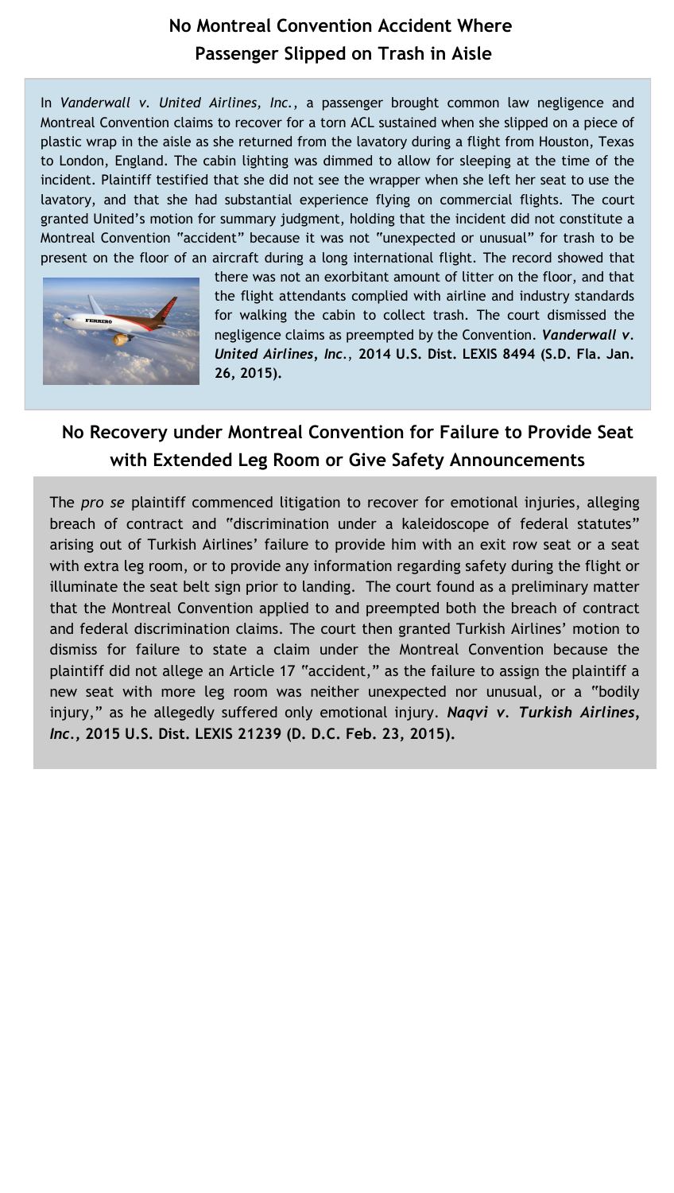## No Montreal Convention Accident Where Passenger Slipped on Trash in Aisle

In *Vanderwall v. United Airlines, Inc.*, a passenger brought common law negligence and Montreal Convention claims to recover for a torn ACL sustained when she slipped on a piece of plastic wrap in the aisle as she returned from the lavatory during a flight from Houston, Texas to London, England. The cabin lighting was dimmed to allow for sleeping at the time of the incident. Plaintiff testified that she did not see the wrapper when she left her seat to use the lavatory, and that she had substantial experience flying on commercial flights. The court granted United's motion for summary judgment, holding that the incident did not constitute a Montreal Convention "accident" because it was not "unexpected or unusual" for trash to be present on the floor of an aircraft during a long international flight. The record showed that there was not an exorbitant amount of litter on the floor, and that the flight attendants complied with airline and industry standards for walking the cabin to collect trash. The court dismissed the negligence claims as preempted by the Convention. ***Vanderwall v. United Airlines, Inc.*, 2014 U.S. Dist. LEXIS 8494 (S.D. Fla. Jan. 26, 2015).**

## No Recovery under Montreal Convention for Failure to Provide Seat with Extended Leg Room or Give Safety Announcements

The *pro se* plaintiff commenced litigation to recover for emotional injuries, alleging breach of contract and "discrimination under a kaleidoscope of federal statutes" arising out of Turkish Airlines' failure to provide him with an exit row seat or a seat with extra leg room, or to provide any information regarding safety during the flight or illuminate the seat belt sign prior to landing. The court found as a preliminary matter that the Montreal Convention applied to and preempted both the breach of contract and federal discrimination claims. The court then granted Turkish Airlines' motion to dismiss for failure to state a claim under the Montreal Convention because the plaintiff did not allege an Article 17 "accident," as the failure to assign the plaintiff a new seat with more leg room was neither unexpected nor unusual, or a "bodily injury," as he allegedly suffered only emotional injury. ***Naqvi v. Turkish Airlines, Inc.*, 2015 U.S. Dist. LEXIS 21239 (D. D.C. Feb. 23, 2015).**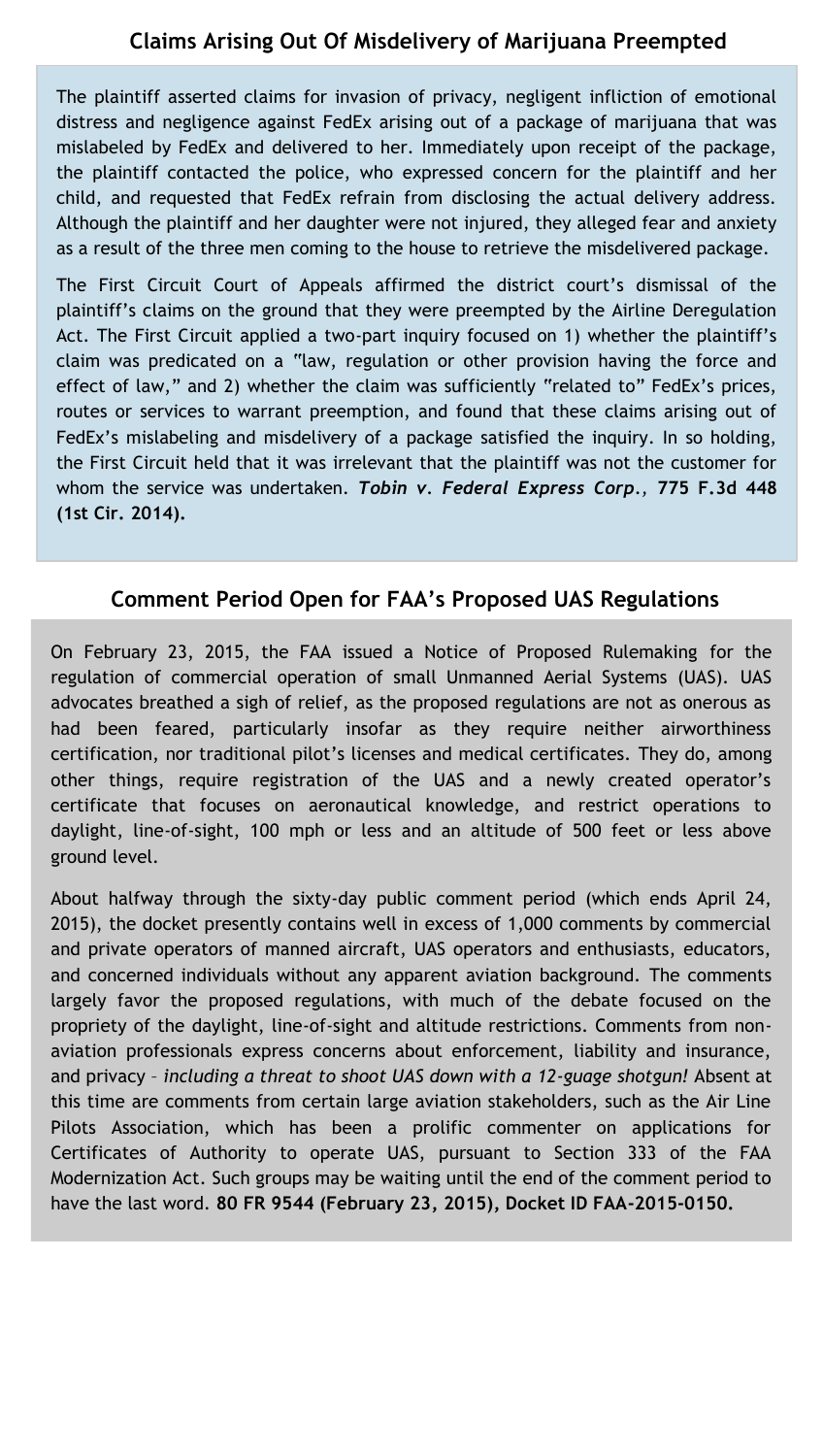## Claims Arising Out Of Misdelivery of Marijuana Preempted

The plaintiff asserted claims for invasion of privacy, negligent infliction of emotional distress and negligence against FedEx arising out of a package of marijuana that was mislabeled by FedEx and delivered to her. Immediately upon receipt of the package, the plaintiff contacted the police, who expressed concern for the plaintiff and her child, and requested that FedEx refrain from disclosing the actual delivery address. Although the plaintiff and her daughter were not injured, they alleged fear and anxiety as a result of the three men coming to the house to retrieve the misdelivered package.

The First Circuit Court of Appeals affirmed the district court's dismissal of the plaintiff's claims on the ground that they were preempted by the Airline Deregulation Act. The First Circuit applied a two-part inquiry focused on 1) whether the plaintiff's claim was predicated on a "law, regulation or other provision having the force and effect of law," and 2) whether the claim was sufficiently "related to" FedEx's prices, routes or services to warrant preemption, and found that these claims arising out of FedEx's mislabeling and misdelivery of a package satisfied the inquiry. In so holding, the First Circuit held that it was irrelevant that the plaintiff was not the customer for whom the service was undertaken. ***Tobin v. Federal Express Corp.*, 775 F.3d 448 (1st Cir. 2014).**

## Comment Period Open for FAA's Proposed UAS Regulations

On February 23, 2015, the FAA issued a Notice of Proposed Rulemaking for the regulation of commercial operation of small Unmanned Aerial Systems (UAS). UAS advocates breathed a sigh of relief, as the proposed regulations are not as onerous as had been feared, particularly insofar as they require neither airworthiness certification, nor traditional pilot's licenses and medical certificates. They do, among other things, require registration of the UAS and a newly created operator's certificate that focuses on aeronautical knowledge, and restrict operations to daylight, line-of-sight, 100 mph or less and an altitude of 500 feet or less above ground level.

About halfway through the sixty-day public comment period (which ends April 24, 2015), the docket presently contains well in excess of 1,000 comments by commercial and private operators of manned aircraft, UAS operators and enthusiasts, educators, and concerned individuals without any apparent aviation background. The comments largely favor the proposed regulations, with much of the debate focused on the propriety of the daylight, line-of-sight and altitude restrictions. Comments from non-aviation professionals express concerns about enforcement, liability and insurance, and privacy – *including a threat to shoot UAS down with a 12-guage shotgun!* Absent at this time are comments from certain large aviation stakeholders, such as the Air Line Pilots Association, which has been a prolific commenter on applications for Certificates of Authority to operate UAS, pursuant to Section 333 of the FAA Modernization Act. Such groups may be waiting until the end of the comment period to have the last word. **80 FR 9544 (February 23, 2015), Docket ID FAA-2015-0150.**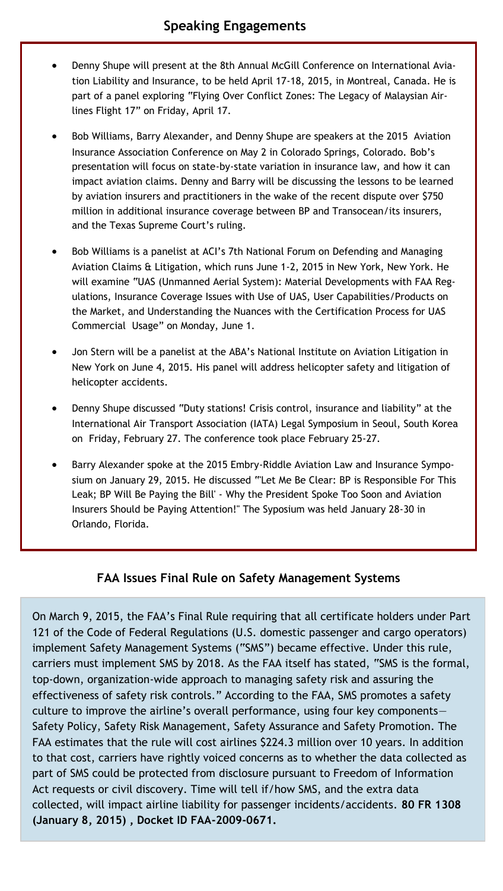## Speaking Engagements

- Denny Shupe will present at the 8th Annual McGill Conference on International Aviation Liability and Insurance, to be held April 17-18, 2015, in Montreal, Canada. He is part of a panel exploring "Flying Over Conflict Zones: The Legacy of Malaysian Airlines Flight 17" on Friday, April 17.

- Bob Williams, Barry Alexander, and Denny Shupe are speakers at the 2015 Aviation Insurance Association Conference on May 2 in Colorado Springs, Colorado. Bob's presentation will focus on state-by-state variation in insurance law, and how it can impact aviation claims. Denny and Barry will be discussing the lessons to be learned by aviation insurers and practitioners in the wake of the recent dispute over $750 million in additional insurance coverage between BP and Transocean/its insurers, and the Texas Supreme Court's ruling.

- Bob Williams is a panelist at ACI's 7th National Forum on Defending and Managing Aviation Claims & Litigation, which runs June 1-2, 2015 in New York, New York. He will examine "UAS (Unmanned Aerial System): Material Developments with FAA Regulations, Insurance Coverage Issues with Use of UAS, User Capabilities/Products on the Market, and Understanding the Nuances with the Certification Process for UAS Commercial Usage" on Monday, June 1.

- Jon Stern will be a panelist at the ABA's National Institute on Aviation Litigation in New York on June 4, 2015. His panel will address helicopter safety and litigation of helicopter accidents.

- Denny Shupe discussed "Duty stations! Crisis control, insurance and liability" at the International Air Transport Association (IATA) Legal Symposium in Seoul, South Korea on Friday, February 27. The conference took place February 25-27.

- Barry Alexander spoke at the 2015 Embry-Riddle Aviation Law and Insurance Symposium on January 29, 2015. He discussed "'Let Me Be Clear: BP is Responsible For This Leak; BP Will Be Paying the Bill' - Why the President Spoke Too Soon and Aviation Insurers Should be Paying Attention!" The Syposium was held January 28-30 in Orlando, Florida.

## FAA Issues Final Rule on Safety Management Systems

On March 9, 2015, the FAA's Final Rule requiring that all certificate holders under Part 121 of the Code of Federal Regulations (U.S. domestic passenger and cargo operators) implement Safety Management Systems ("SMS") became effective. Under this rule, carriers must implement SMS by 2018. As the FAA itself has stated, "SMS is the formal, top-down, organization-wide approach to managing safety risk and assuring the effectiveness of safety risk controls." According to the FAA, SMS promotes a safety culture to improve the airline's overall performance, using four key components—Safety Policy, Safety Risk Management, Safety Assurance and Safety Promotion. The FAA estimates that the rule will cost airlines $224.3 million over 10 years. In addition to that cost, carriers have rightly voiced concerns as to whether the data collected as part of SMS could be protected from disclosure pursuant to Freedom of Information Act requests or civil discovery. Time will tell if/how SMS, and the extra data collected, will impact airline liability for passenger incidents/accidents. **80 FR 1308 (January 8, 2015) , Docket ID FAA-2009-0671.**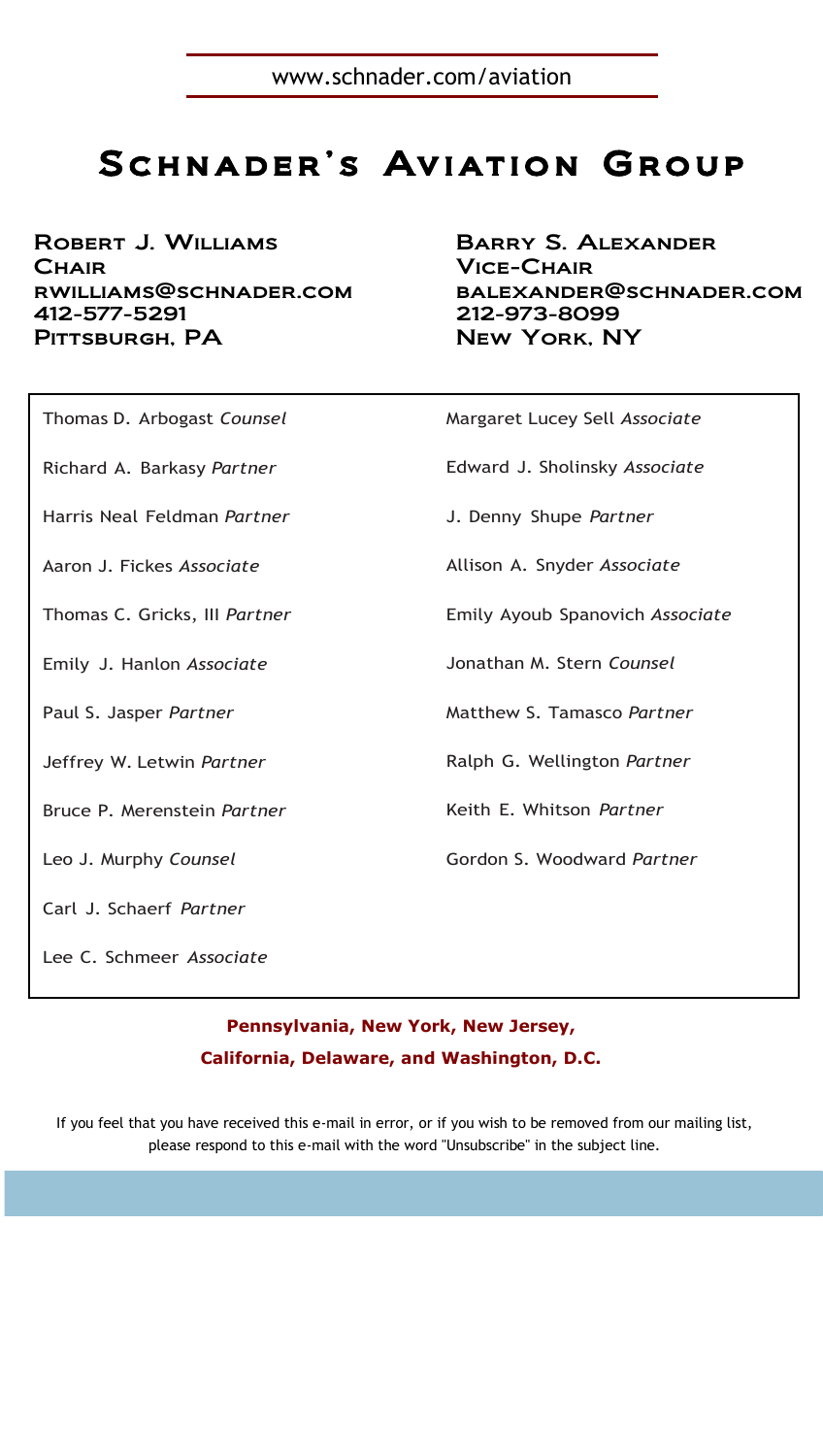www.schnader.com/aviation

# Schnader's Aviation Group

**Robert J. Williams**
**Chair**
**rwilliams@schnader.com**
**412-577-5291**
**Pittsburgh, PA**

**Barry S. Alexander**
**Vice-Chair**
**balexander@schnader.com**
**212-973-8099**
**New York, NY**

Thomas D. Arbogast *Counsel*

Richard A. Barkasy *Partner*

Harris Neal Feldman *Partner*

Aaron J. Fickes *Associate*

Thomas C. Gricks, III *Partner*

Emily J. Hanlon *Associate*

Paul S. Jasper *Partner*

Jeffrey W. Letwin *Partner*

Bruce P. Merenstein *Partner*

Leo J. Murphy *Counsel*

Carl J. Schaerf *Partner*

Lee C. Schmeer *Associate*

Margaret Lucey Sell *Associate*

Edward J. Sholinsky *Associate*

J. Denny Shupe *Partner*

Allison A. Snyder *Associate*

Emily Ayoub Spanovich *Associate*

Jonathan M. Stern *Counsel*

Matthew S. Tamasco *Partner*

Ralph G. Wellington *Partner*

Keith E. Whitson *Partner*

Gordon S. Woodward *Partner*

**Pennsylvania, New York, New Jersey,**
**California, Delaware, and Washington, D.C.**

If you feel that you have received this e-mail in error, or if you wish to be removed from our mailing list, please respond to this e-mail with the word "Unsubscribe" in the subject line.